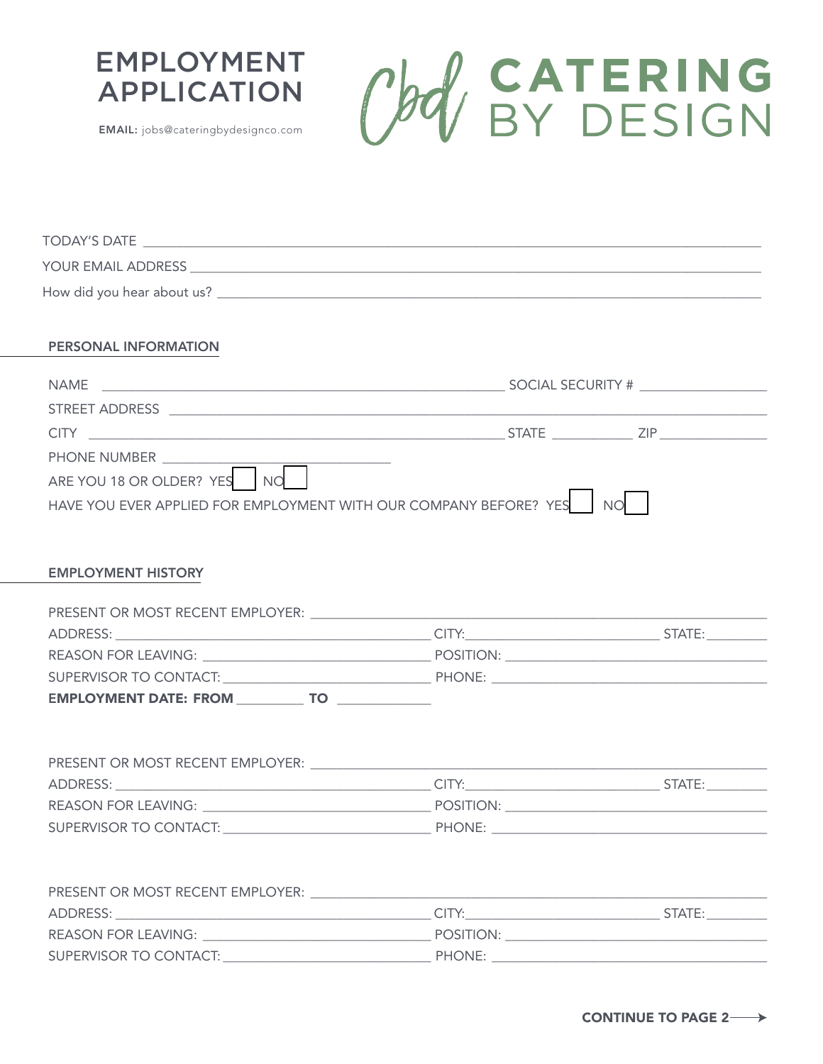# EMPLOYMENT APPLICATION

**EMAIL:** jobs@cateringbydesignco.com

Cbd CATERING BY DESIGN

TODAY'S DATE ______________________________

YOUR EMAIL ADDRESS ______________________________

How did you hear about us? ______________________________

## PERSONAL INFORMATION

NAME ______________________________ SOCIAL SECURITY # ______________

STREET ADDRESS ______________________________

CITY ______________________________ STATE __________ ZIP __________

PHONE NUMBER ______________________

ARE YOU 18 OR OLDER? YES ☐ NO ☐

HAVE YOU EVER APPLIED FOR EMPLOYMENT WITH OUR COMPANY BEFORE? YES ☐ NO ☐

## EMPLOYMENT HISTORY

PRESENT OR MOST RECENT EMPLOYER: ______________________________

ADDRESS: ______________________ CITY: ______________ STATE: ________

REASON FOR LEAVING: ______________________ POSITION: ______________________

SUPERVISOR TO CONTACT: ______________________ PHONE: ______________________

**EMPLOYMENT DATE: FROM** __________ **TO** __________

PRESENT OR MOST RECENT EMPLOYER: ______________________________

ADDRESS: ______________________ CITY: ______________ STATE: ________

REASON FOR LEAVING: ______________________ POSITION: ______________________

SUPERVISOR TO CONTACT: ______________________ PHONE: ______________________

PRESENT OR MOST RECENT EMPLOYER: ______________________________

ADDRESS: ______________________ CITY: ______________ STATE: ________

REASON FOR LEAVING: ______________________ POSITION: ______________________

SUPERVISOR TO CONTACT: ______________________ PHONE: ______________________

**CONTINUE TO PAGE 2** ⟶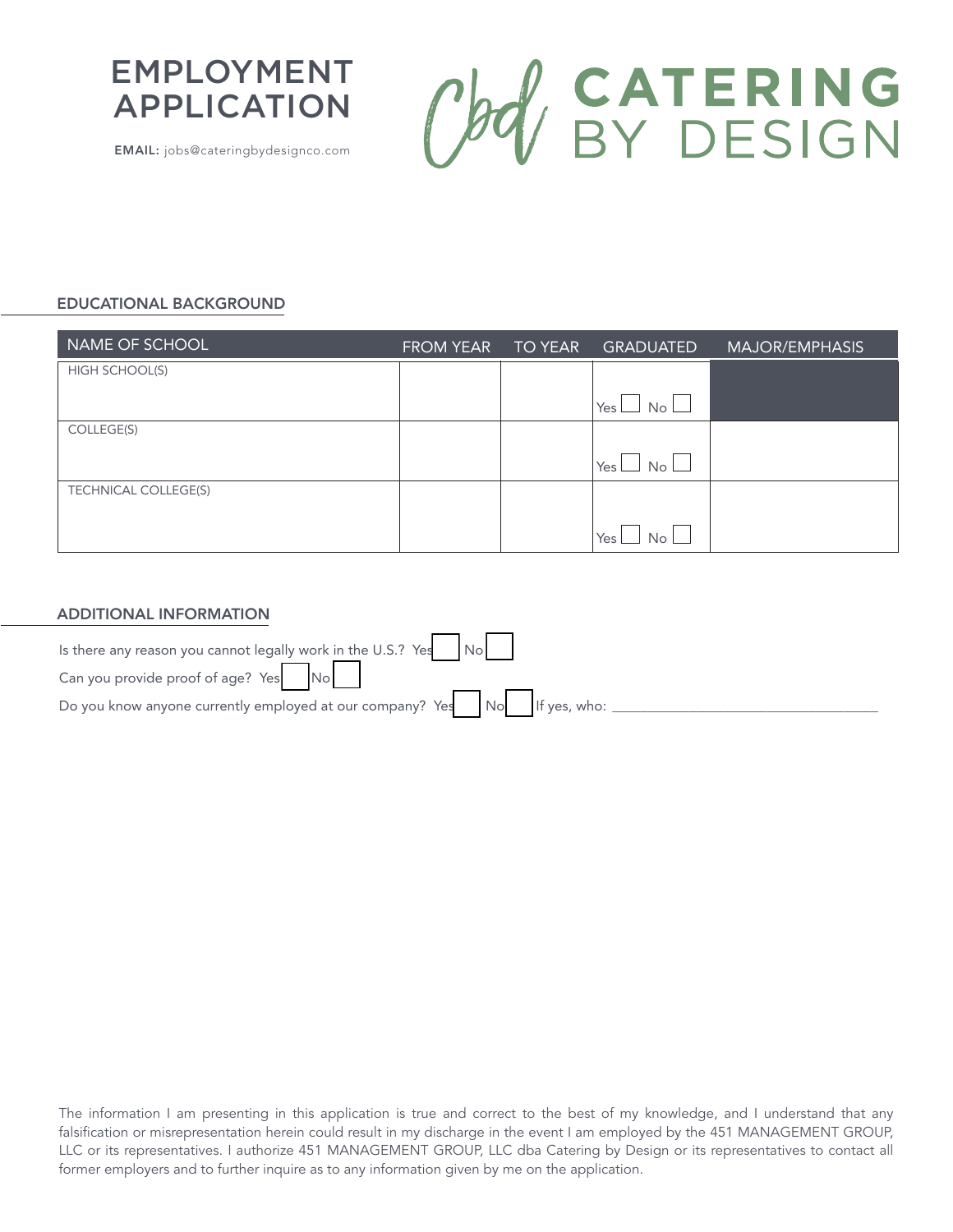# EMPLOYMENT APPLICATION

**EMAIL:** jobs@cateringbydesignco.com

Cbd CATERING BY DESIGN

## EDUCATIONAL BACKGROUND

| NAME OF SCHOOL | FROM YEAR | TO YEAR | GRADUATED | MAJOR/EMPHASIS |
|---|---|---|---|---|
| HIGH SCHOOL(S) | | | Yes ☐ No ☐ | |
| COLLEGE(S) | | | Yes ☐ No ☐ | |
| TECHNICAL COLLEGE(S) | | | Yes ☐ No ☐ | |

## ADDITIONAL INFORMATION

Is there any reason you cannot legally work in the U.S.? Yes ☐ No ☐

Can you provide proof of age? Yes ☐ No ☐

Do you know anyone currently employed at our company? Yes ☐ No ☐ If yes, who: ____________________________________

The information I am presenting in this application is true and correct to the best of my knowledge, and I understand that any falsification or misrepresentation herein could result in my discharge in the event I am employed by the 451 MANAGEMENT GROUP, LLC or its representatives. I authorize 451 MANAGEMENT GROUP, LLC dba Catering by Design or its representatives to contact all former employers and to further inquire as to any information given by me on the application.